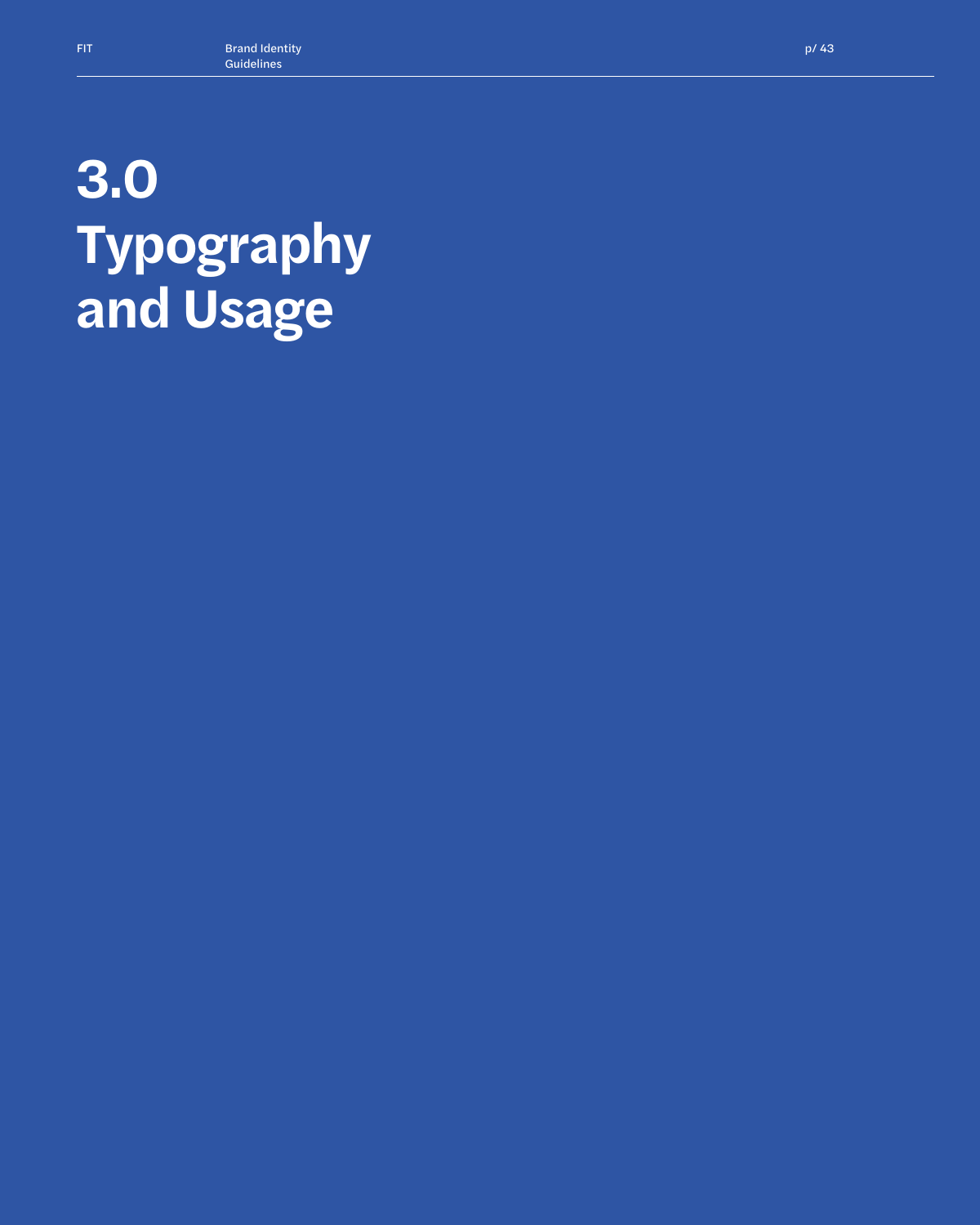# 3.0 Typography and Usage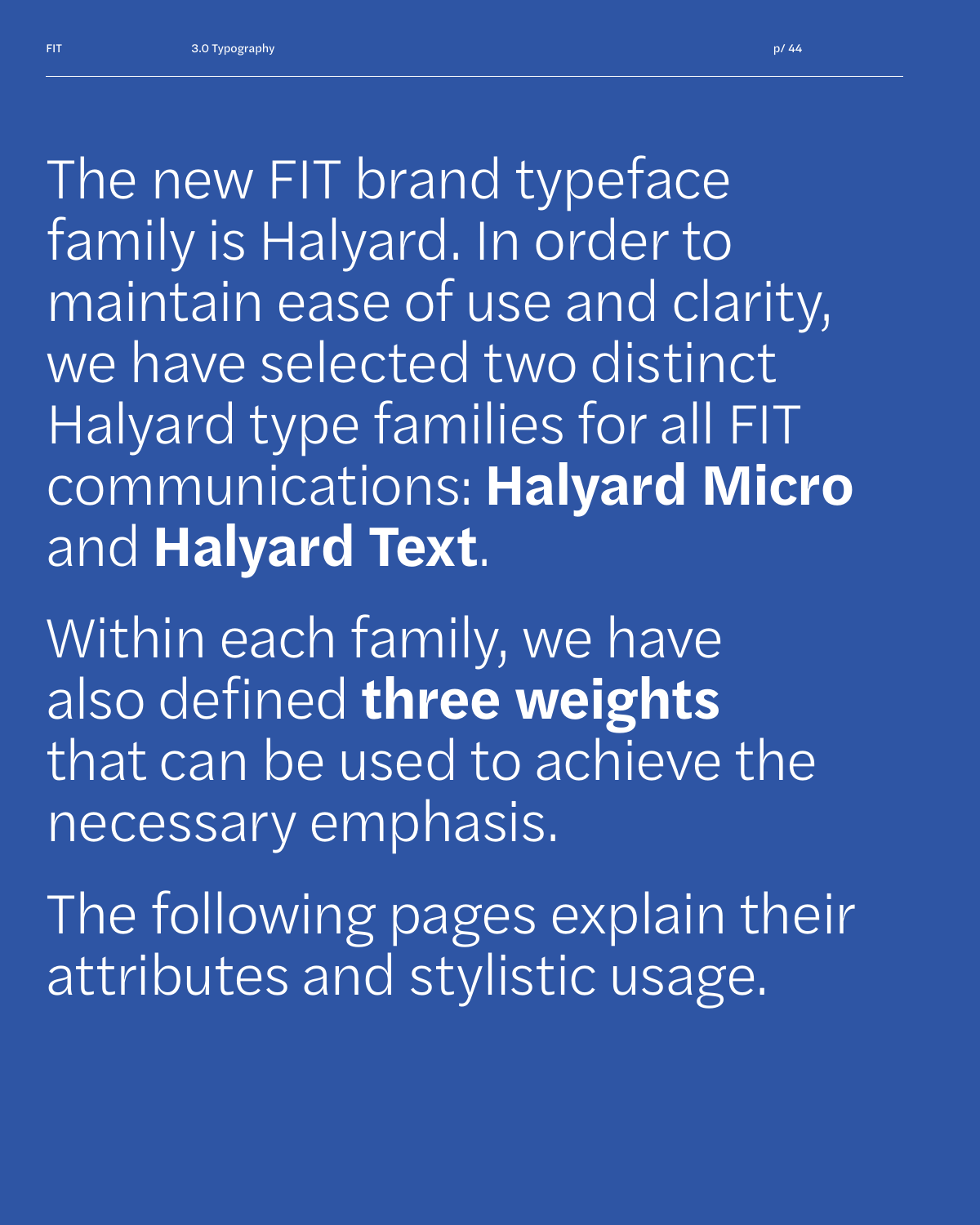The new FIT brand typeface family is Halyard. In order to maintain ease of use and clarity, we have selected two distinct Halyard type families for all FIT communications: **Halyard Micro** and **Halyard Text**.

Within each family, we have also defined **three weights** that can be used to achieve the necessary emphasis.

The following pages explain their attributes and stylistic usage.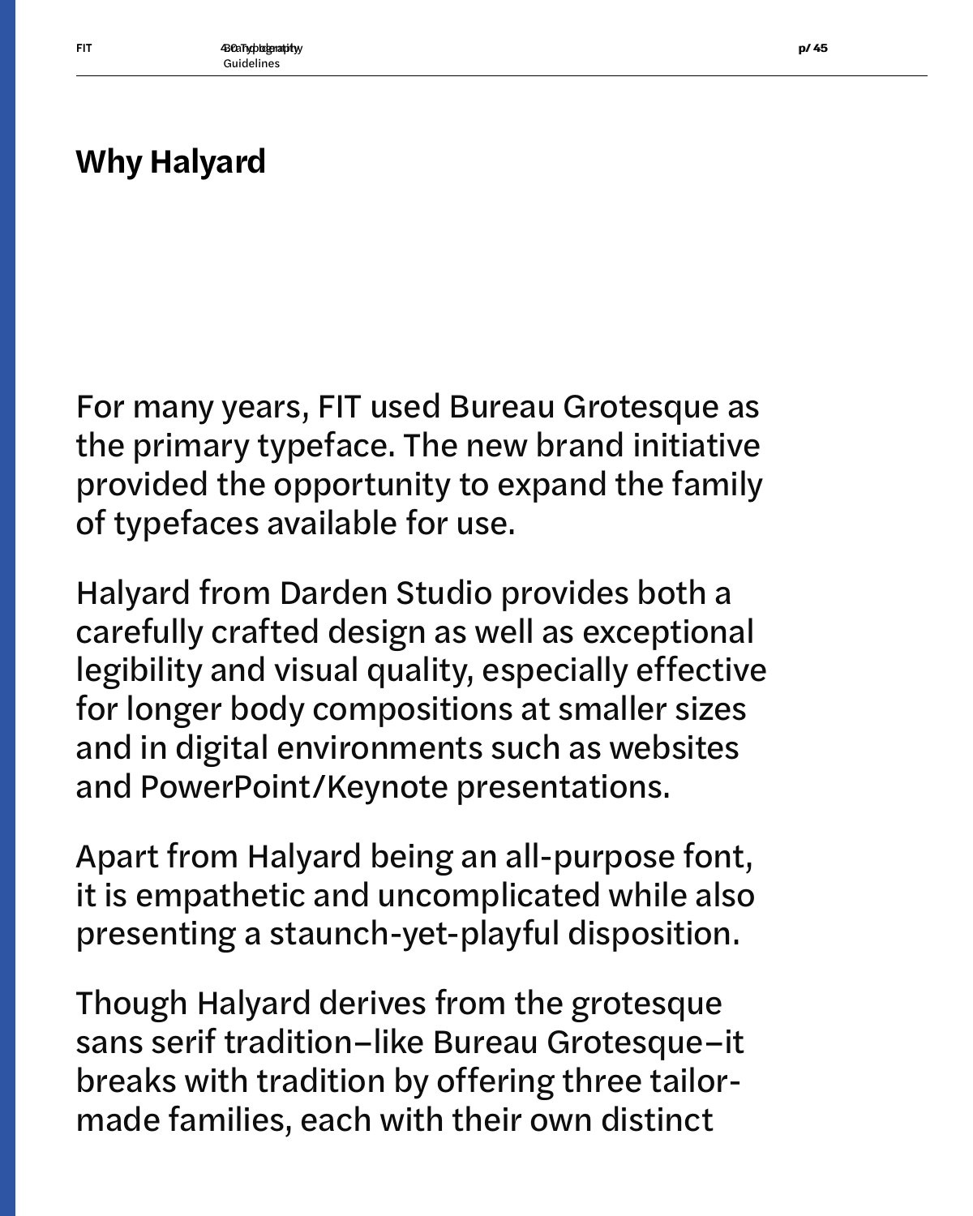# Why Halyard

For many years, FIT used Bureau Grotesque as the primary typeface. The new brand initiative provided the opportunity to expand the family of typefaces available for use.

Halyard from Darden Studio provides both a carefully crafted design as well as exceptional legibility and visual quality, especially effective for longer body compositions at smaller sizes and in digital environments such as websites and PowerPoint/Keynote presentations.

Apart from Halyard being an all-purpose font, it is empathetic and uncomplicated while also presenting a staunch-yet-playful disposition.

Though Halyard derives from the grotesque sans serif tradition–like Bureau Grotesque–it breaks with tradition by offering three tailor-made families, each with their own distinct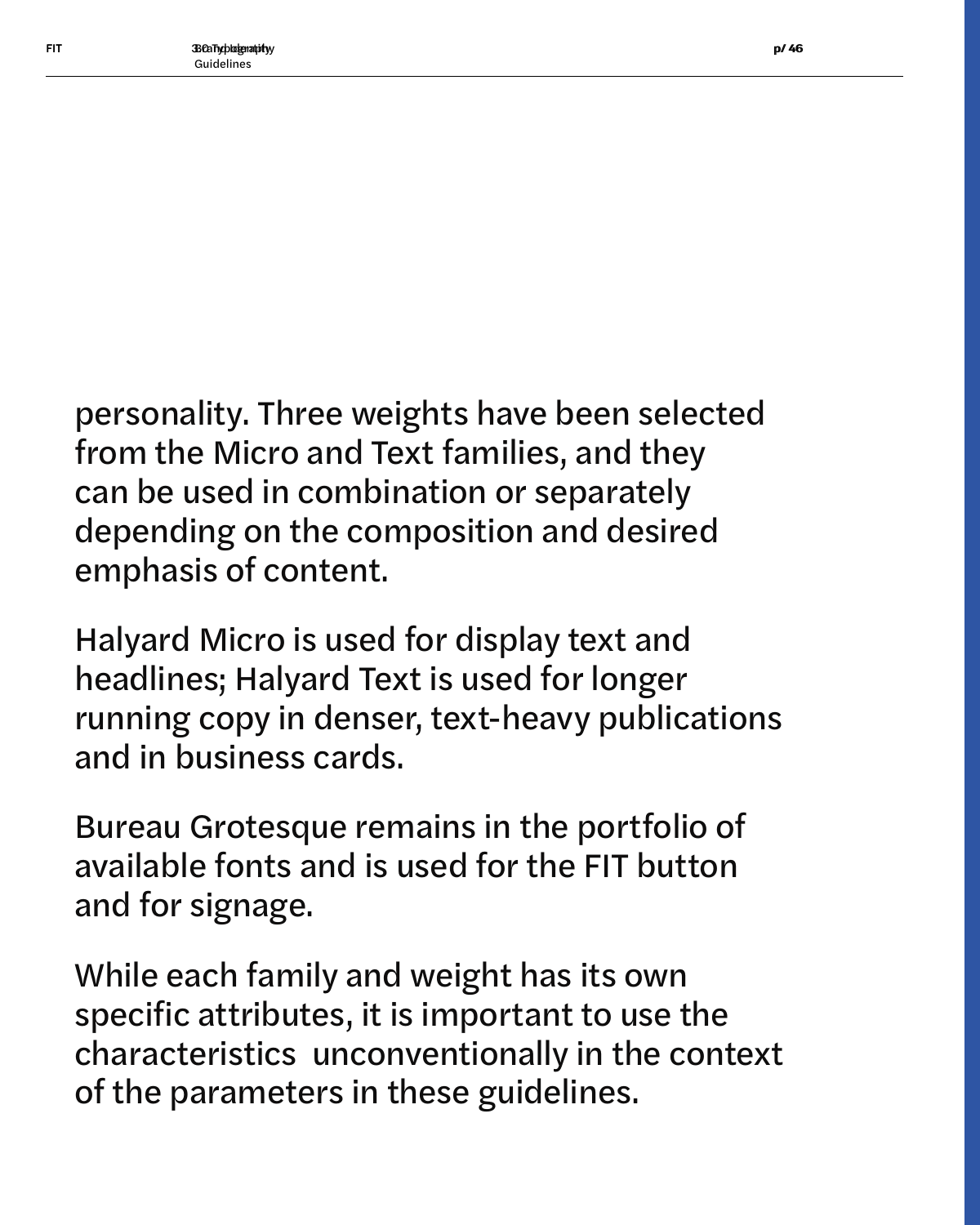personality. Three weights have been selected from the Micro and Text families, and they can be used in combination or separately depending on the composition and desired emphasis of content.

Halyard Micro is used for display text and headlines; Halyard Text is used for longer running copy in denser, text-heavy publications and in business cards.

Bureau Grotesque remains in the portfolio of available fonts and is used for the FIT button and for signage.

While each family and weight has its own specific attributes, it is important to use the characteristics  unconventionally in the context of the parameters in these guidelines.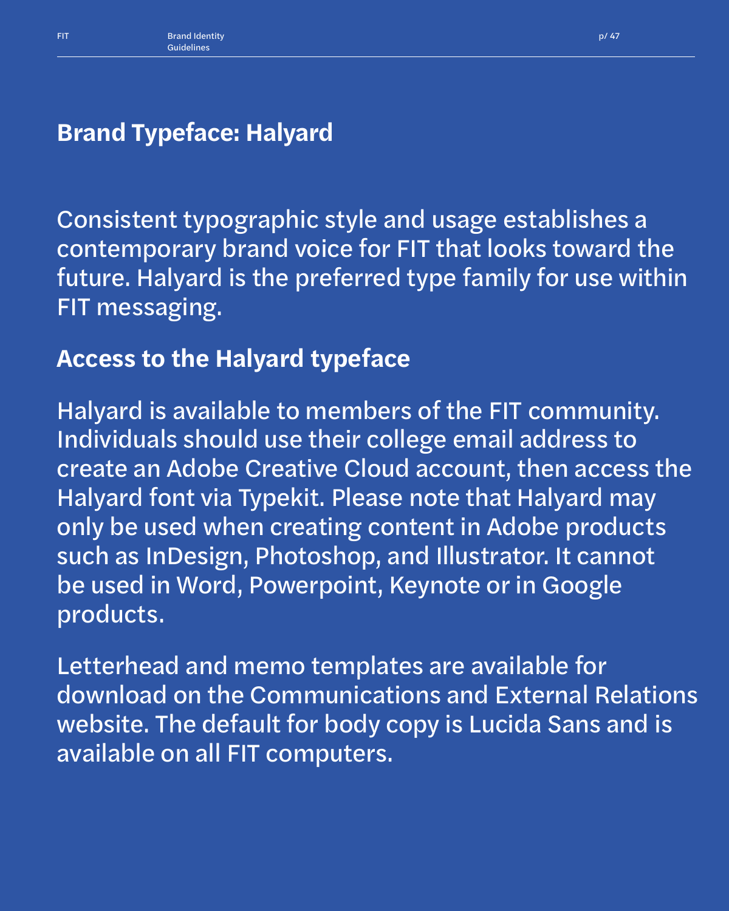# Brand Typeface: Halyard

Consistent typographic style and usage establishes a contemporary brand voice for FIT that looks toward the future. Halyard is the preferred type family for use within FIT messaging.

## Access to the Halyard typeface

Halyard is available to members of the FIT community. Individuals should use their college email address to create an Adobe Creative Cloud account, then access the Halyard font via Typekit. Please note that Halyard may only be used when creating content in Adobe products such as InDesign, Photoshop, and Illustrator. It cannot be used in Word, Powerpoint, Keynote or in Google products.

Letterhead and memo templates are available for download on the Communications and External Relations website. The default for body copy is Lucida Sans and is available on all FIT computers.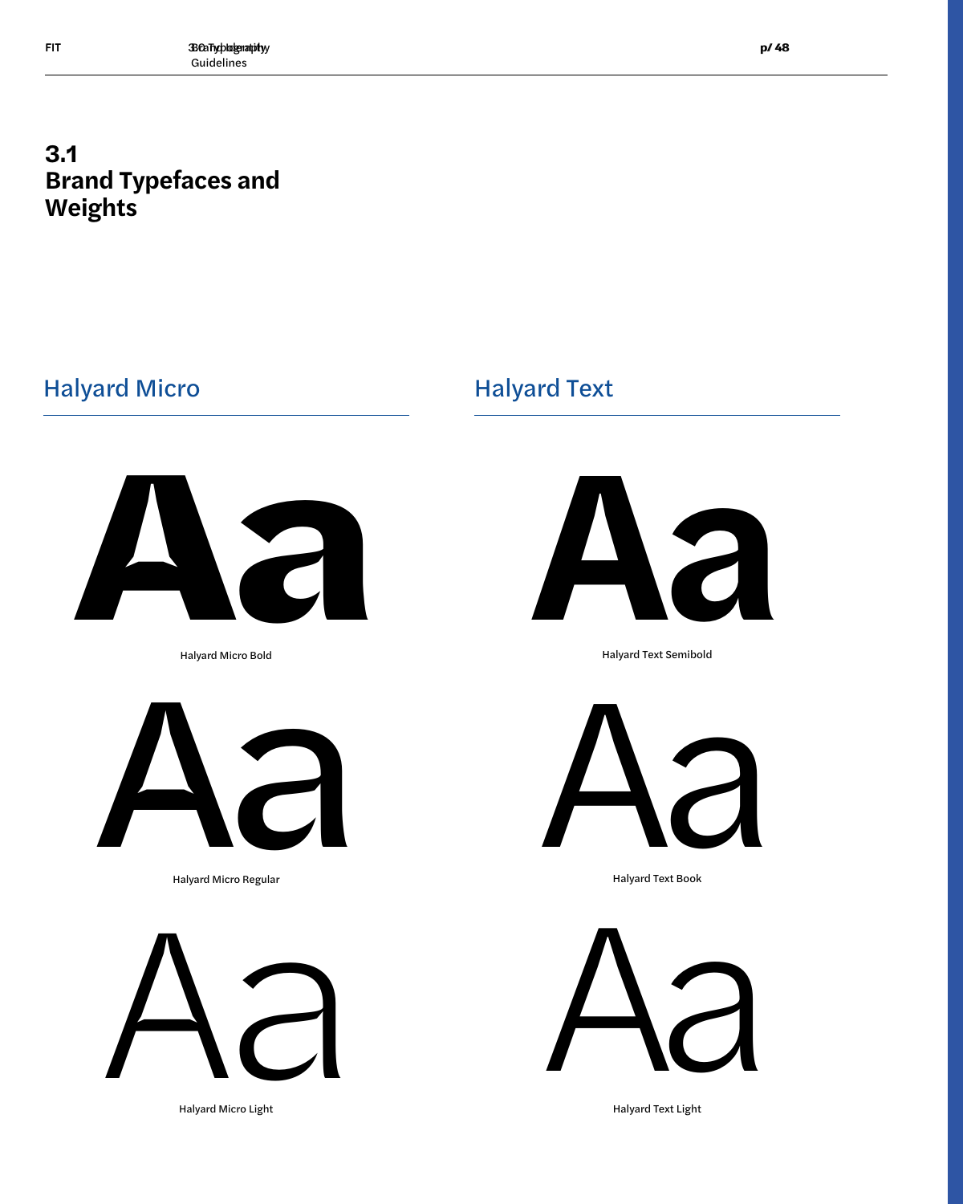## 3.1 Brand Typefaces and Weights

### Halyard Micro

Aa

Halyard Micro Bold

Aa

Halyard Micro Regular

Aa

Halyard Micro Light

### Halyard Text

Aa

Halyard Text Semibold

Aa

Halyard Text Book

Aa

Halyard Text Light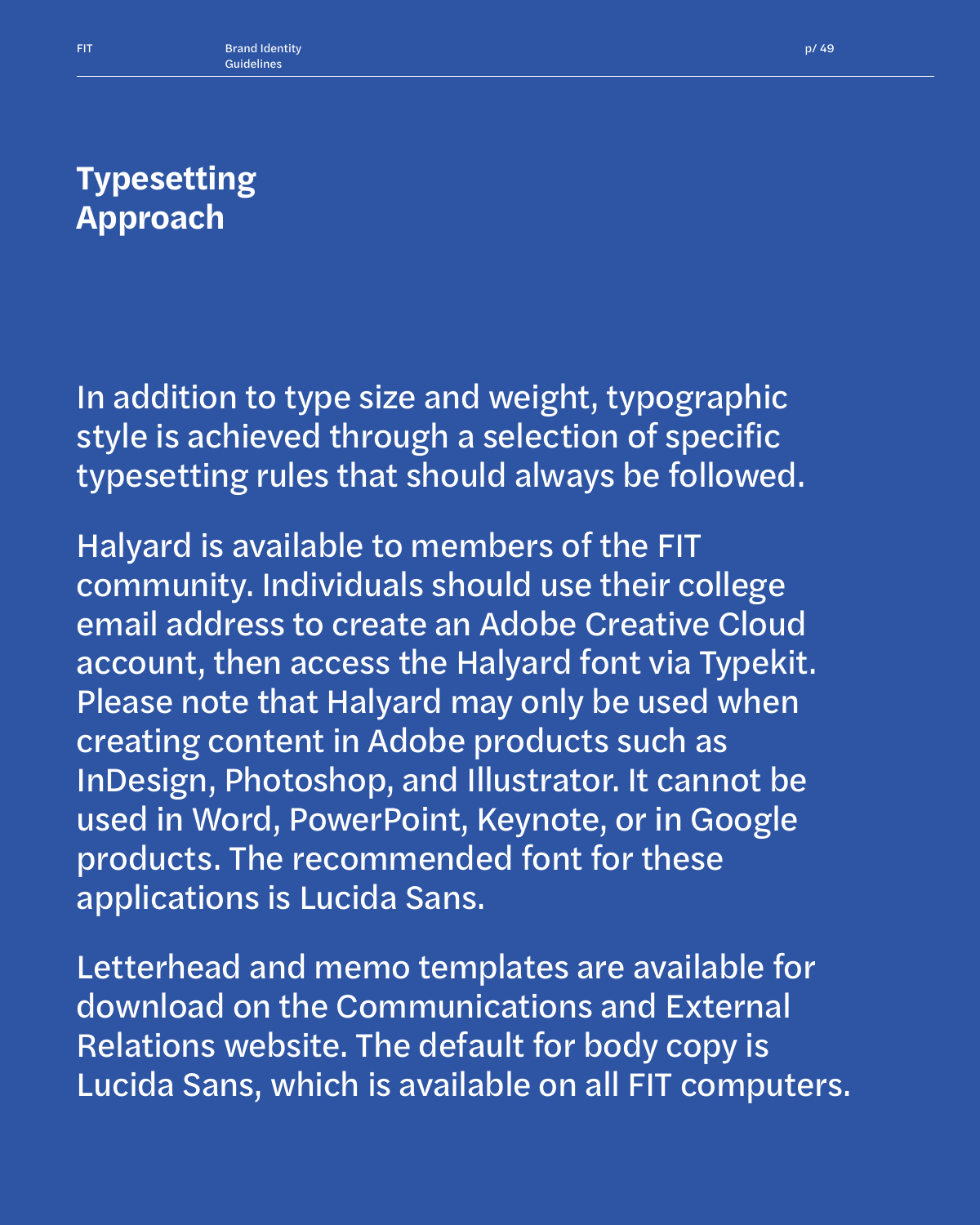# Typesetting Approach

In addition to type size and weight, typographic style is achieved through a selection of specific typesetting rules that should always be followed.

Halyard is available to members of the FIT community. Individuals should use their college email address to create an Adobe Creative Cloud account, then access the Halyard font via Typekit. Please note that Halyard may only be used when creating content in Adobe products such as InDesign, Photoshop, and Illustrator. It cannot be used in Word, PowerPoint, Keynote, or in Google products. The recommended font for these applications is Lucida Sans.

Letterhead and memo templates are available for download on the Communications and External Relations website. The default for body copy is Lucida Sans, which is available on all FIT computers.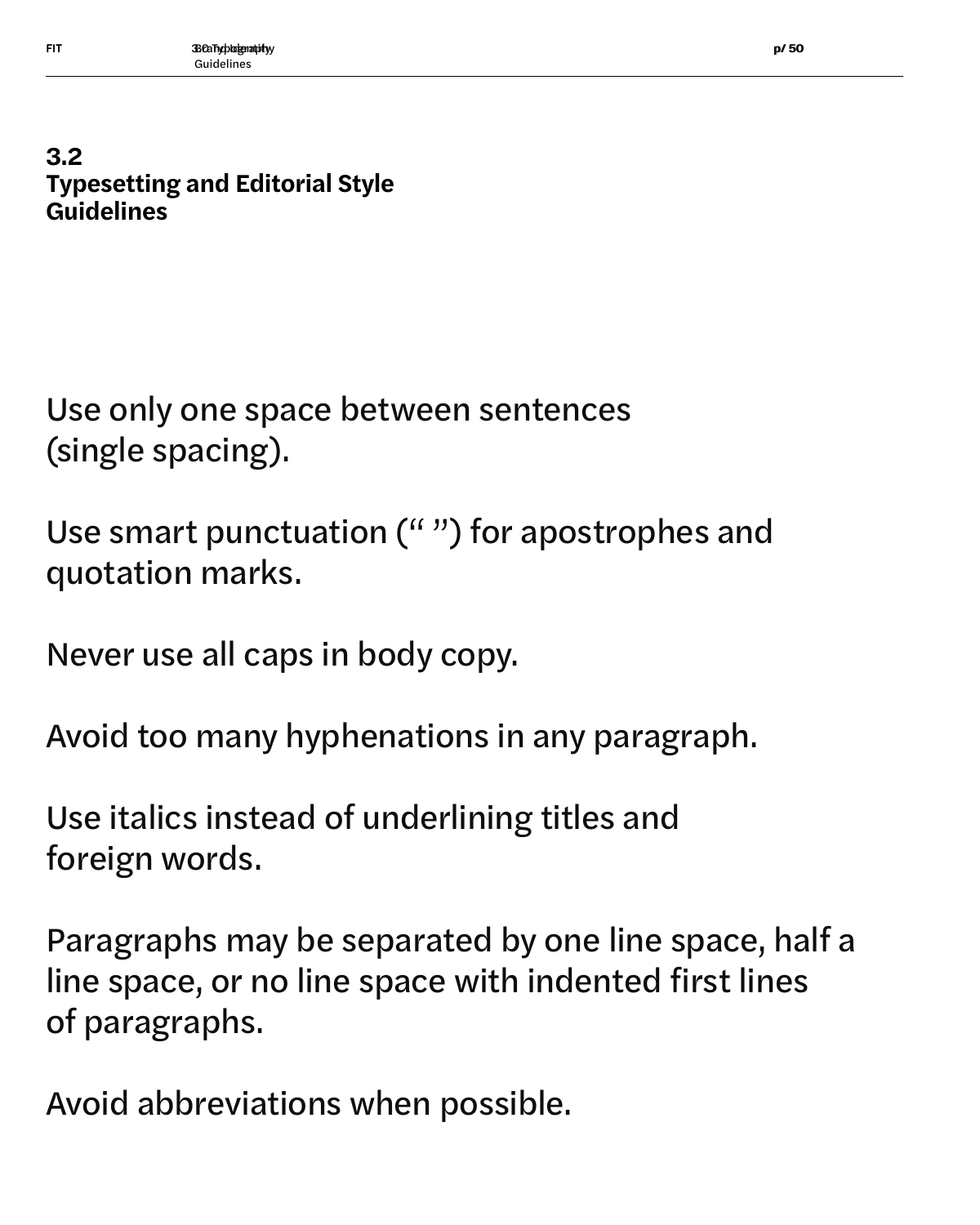## 3.2 Typesetting and Editorial Style Guidelines

Use only one space between sentences (single spacing).

Use smart punctuation (“ ”) for apostrophes and quotation marks.

Never use all caps in body copy.

Avoid too many hyphenations in any paragraph.

Use italics instead of underlining titles and foreign words.

Paragraphs may be separated by one line space, half a line space, or no line space with indented first lines of paragraphs.

Avoid abbreviations when possible.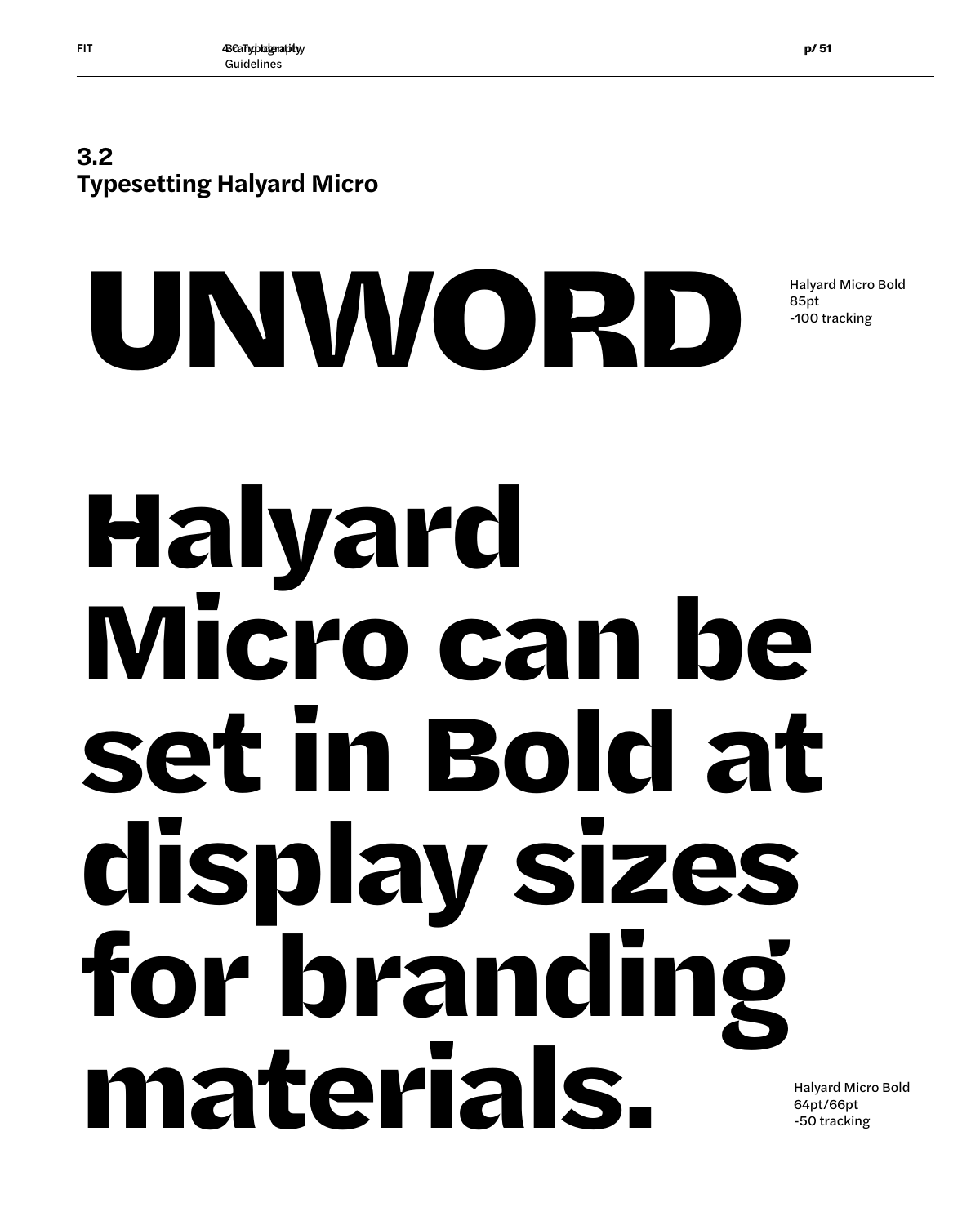## 3.2
## Typesetting Halyard Micro

UNWORD

Halyard Micro Bold
85pt
-100 tracking

Halyard Micro can be set in Bold at display sizes for branding materials.

Halyard Micro Bold
64pt/66pt
-50 tracking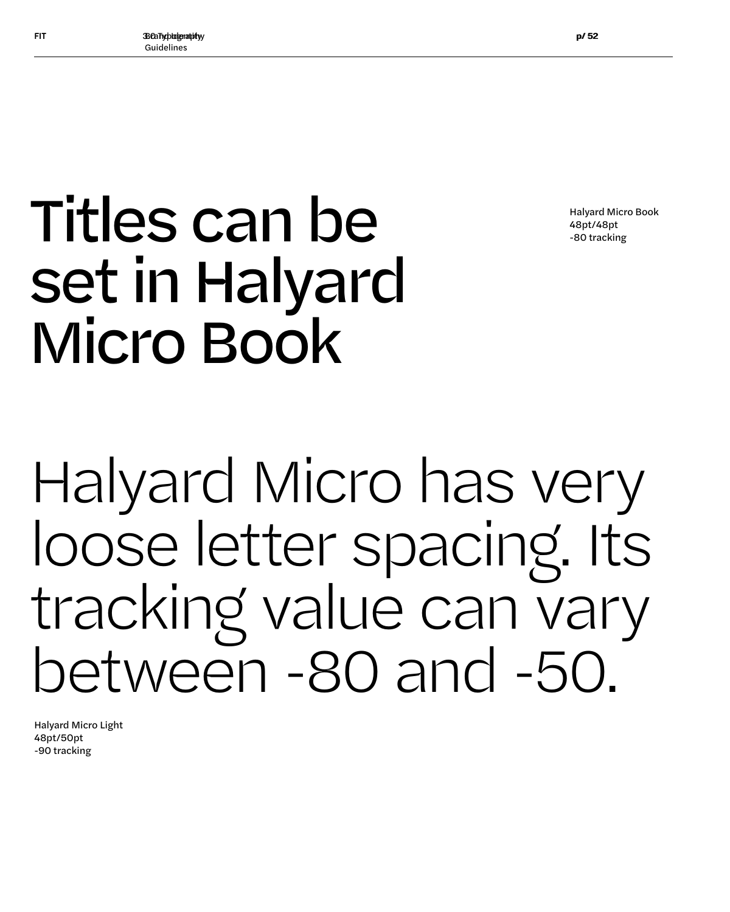# Titles can be set in Halyard Micro Book

Halyard Micro Book
48pt/48pt
-80 tracking

Halyard Micro has very loose letter spacing. Its tracking value can vary between -80 and -50.

Halyard Micro Light
48pt/50pt
-90 tracking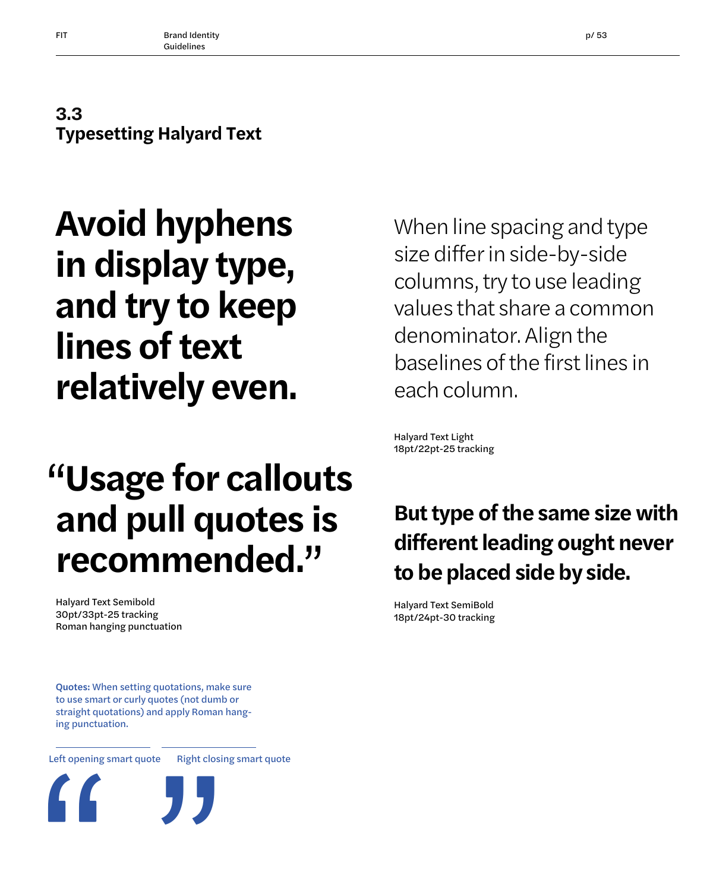## 3.3 Typesetting Halyard Text

**Avoid hyphens in display type, and try to keep lines of text relatively even.**

“Usage for callouts and pull quotes is recommended.”

Halyard Text Semibold
30pt/33pt-25 tracking
Roman hanging punctuation

When line spacing and type size differ in side-by-side columns, try to use leading values that share a common denominator. Align the baselines of the first lines in each column.

Halyard Text Light
18pt/22pt-25 tracking

**But type of the same size with different leading ought never to be placed side by side.**

Halyard Text SemiBold
18pt/24pt-30 tracking

**Quotes:** When setting quotations, make sure to use smart or curly quotes (not dumb or straight quotations) and apply Roman hanging punctuation.

Left opening smart quote

“

Right closing smart quote

”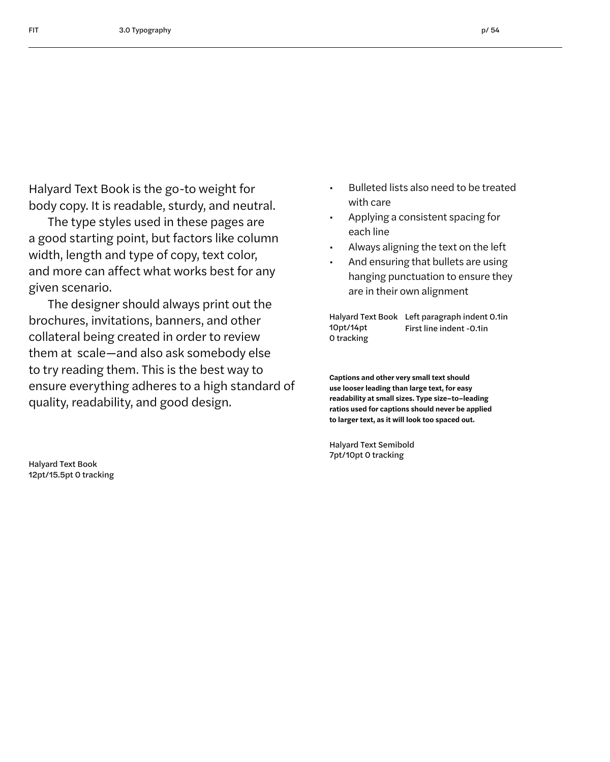Halyard Text Book is the go-to weight for body copy. It is readable, sturdy, and neutral.

The type styles used in these pages are a good starting point, but factors like column width, length and type of copy, text color, and more can affect what works best for any given scenario.

The designer should always print out the brochures, invitations, banners, and other collateral being created in order to review them at  scale—and also ask somebody else to try reading them. This is the best way to ensure everything adheres to a high standard of quality, readability, and good design.

Halyard Text Book
12pt/15.5pt 0 tracking

- Bulleted lists also need to be treated with care
- Applying a consistent spacing for each line
- Always aligning the text on the left
- And ensuring that bullets are using hanging punctuation to ensure they are in their own alignment

Halyard Text Book
10pt/14pt
0 tracking

Left paragraph indent 0.1in
First line indent -0.1in

**Captions and other very small text should use looser leading than large text, for easy readability at small sizes. Type size–to–leading ratios used for captions should never be applied to larger text, as it will look too spaced out.**

Halyard Text Semibold
7pt/10pt 0 tracking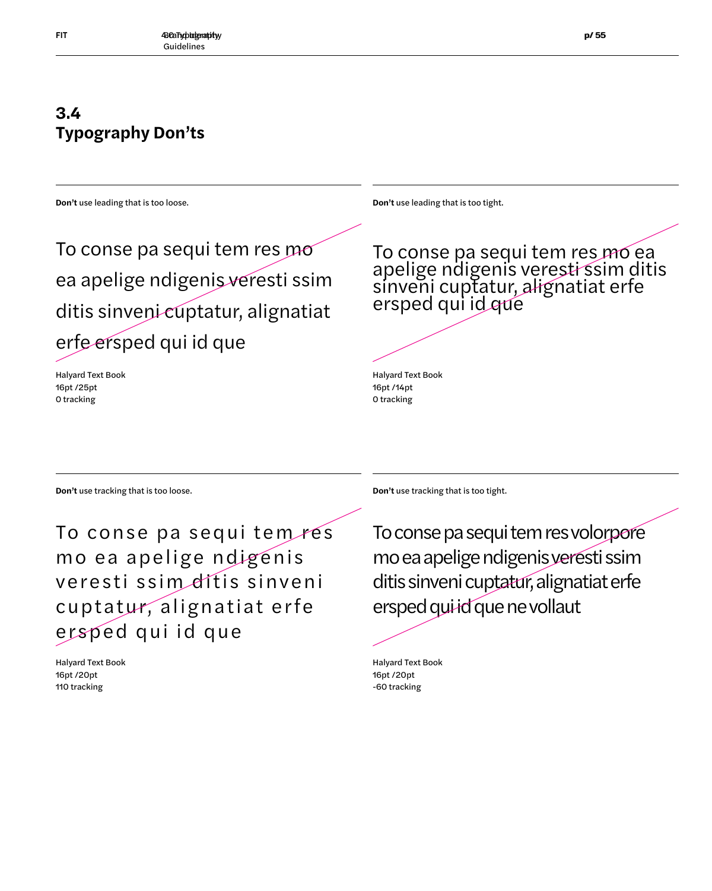## 3.4
## Typography Don’ts

**Don’t** use leading that is too loose.

To conse pa sequi tem res mo ea apelige ndigenis veresti ssim ditis sinveni cuptatur, alignatiat erfe ersped qui id que

Halyard Text Book
16pt /25pt
0 tracking

**Don’t** use leading that is too tight.

To conse pa sequi tem res mo ea apelige ndigenis veresti ssim ditis sinveni cuptatur, alignatiat erfe ersped qui id que

Halyard Text Book
16pt /14pt
0 tracking

**Don’t** use tracking that is too loose.

To conse pa sequi tem res mo ea apelige ndigenis veresti ssim ditis sinveni cuptatur, alignatiat erfe ersped qui id que

Halyard Text Book
16pt /20pt
110 tracking

**Don’t** use tracking that is too tight.

To conse pa sequi tem res volorpore mo ea apelige ndigenis veresti ssim ditis sinveni cuptatur, alignatiat erfe ersped qui id que ne vollaut

Halyard Text Book
16pt /20pt
-60 tracking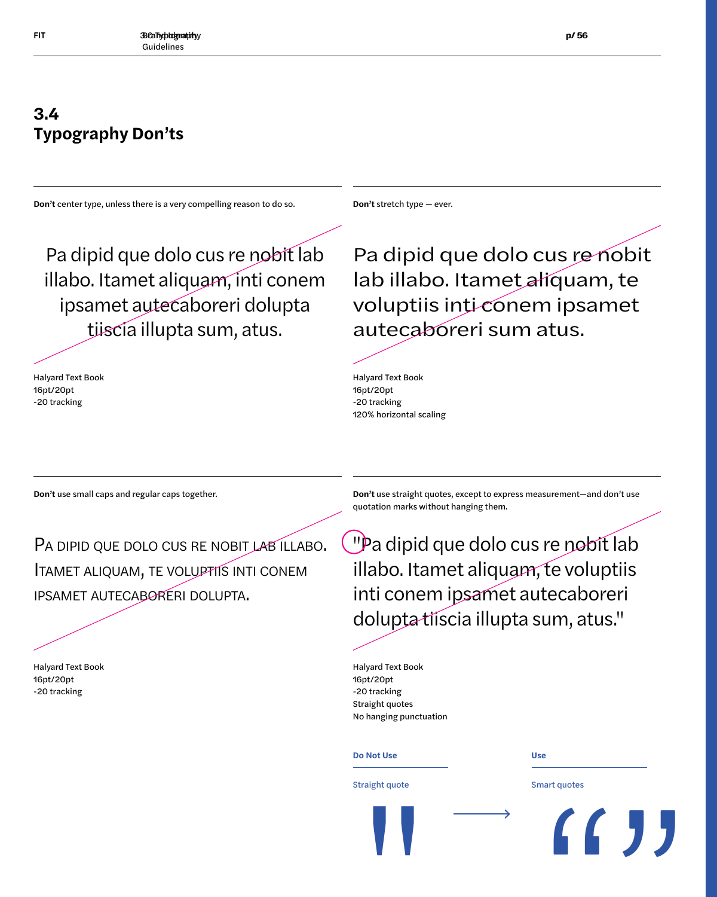## 3.4
## Typography Don’ts

**Don’t** center type, unless there is a very compelling reason to do so.

Pa dipid que dolo cus re nobit lab illabo. Itamet aliquam, inti conem ipsamet autecaboreri dolupta tiiscia illupta sum, atus.

Halyard Text Book
16pt/20pt
-20 tracking

**Don’t** stretch type — ever.

Pa dipid que dolo cus re nobit lab illabo. Itamet aliquam, te voluptiis inti conem ipsamet autecaboreri sum atus.

Halyard Text Book
16pt/20pt
-20 tracking
120% horizontal scaling

**Don’t** use small caps and regular caps together.

PA DIPID QUE DOLO CUS RE NOBIT LAB ILLABO. ITAMET ALIQUAM, TE VOLUPTIIS INTI CONEM IPSAMET AUTECABORERI DOLUPTA.

Halyard Text Book
16pt/20pt
-20 tracking

**Don’t** use straight quotes, except to express measurement—and don’t use quotation marks without hanging them.

"Pa dipid que dolo cus re nobit lab illabo. Itamet aliquam, te voluptiis inti conem ipsamet autecaboreri dolupta tiiscia illupta sum, atus."

Halyard Text Book
16pt/20pt
-20 tracking
Straight quotes
No hanging punctuation

| Do Not Use | Use |
| --- | --- |
| Straight quote | Smart quotes |
| " | “ ” |